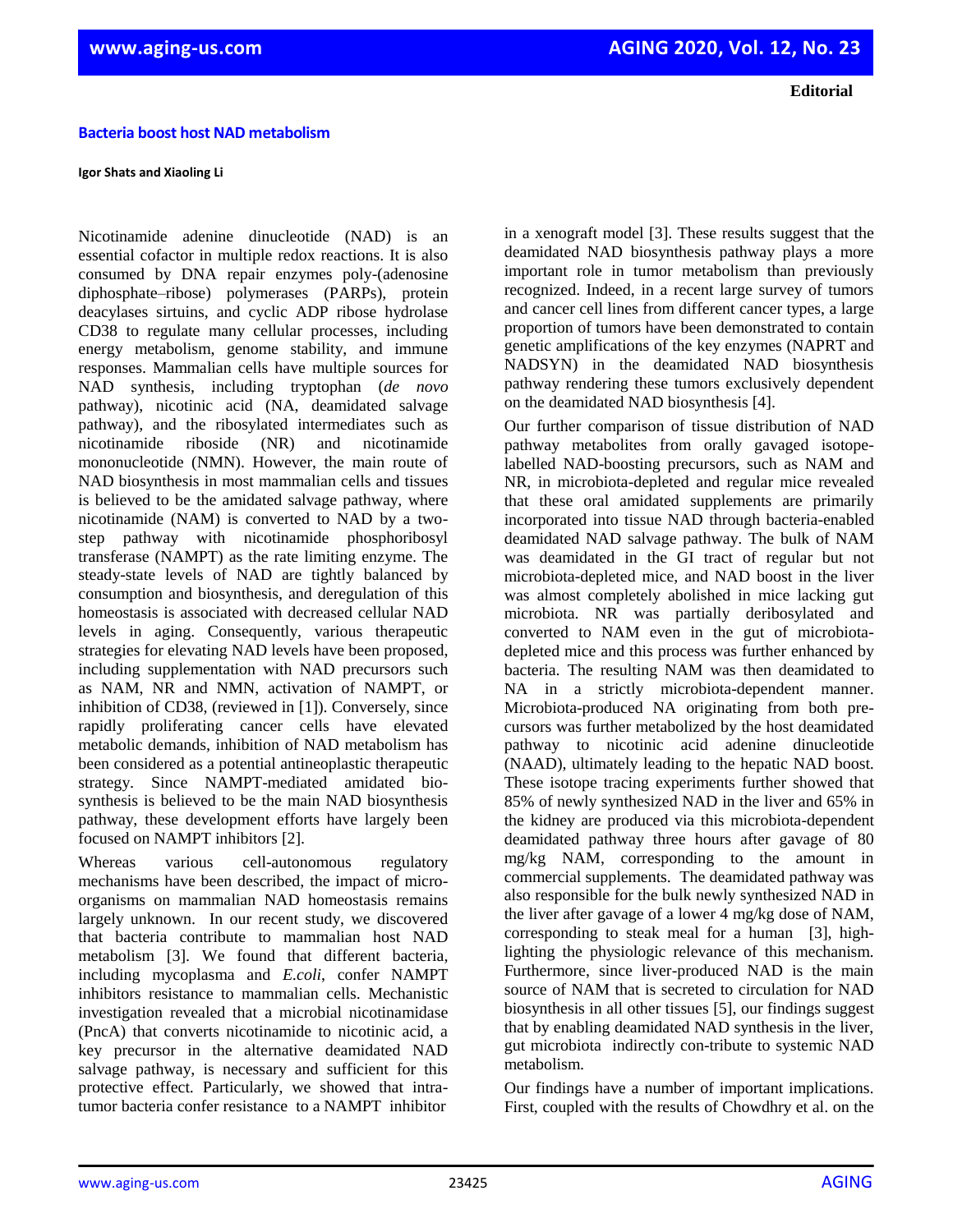**Editorial**

# Bacteria boost host NAD metabolism

**Igor Shats and Xiaoling Li**

Nicotinamide adenine dinucleotide (NAD) is an essential cofactor in multiple redox reactions. It is also consumed by DNA repair enzymes poly-(adenosine diphosphate–ribose) polymerases (PARPs), protein deacylases sirtuins, and cyclic ADP ribose hydrolase CD38 to regulate many cellular processes, including energy metabolism, genome stability, and immune responses. Mammalian cells have multiple sources for NAD synthesis, including tryptophan (*de novo* pathway), nicotinic acid (NA, deamidated salvage pathway), and the ribosylated intermediates such as nicotinamide riboside (NR) and nicotinamide mononucleotide (NMN). However, the main route of NAD biosynthesis in most mammalian cells and tissues is believed to be the amidated salvage pathway, where nicotinamide (NAM) is converted to NAD by a two-step pathway with nicotinamide phosphoribosyl transferase (NAMPT) as the rate limiting enzyme. The steady-state levels of NAD are tightly balanced by consumption and biosynthesis, and deregulation of this homeostasis is associated with decreased cellular NAD levels in aging. Consequently, various therapeutic strategies for elevating NAD levels have been proposed, including supplementation with NAD precursors such as NAM, NR and NMN, activation of NAMPT, or inhibition of CD38, (reviewed in [1]). Conversely, since rapidly proliferating cancer cells have elevated metabolic demands, inhibition of NAD metabolism has been considered as a potential antineoplastic therapeutic strategy. Since NAMPT-mediated amidated biosynthesis is believed to be the main NAD biosynthesis pathway, these development efforts have largely been focused on NAMPT inhibitors [2].

Whereas various cell-autonomous regulatory mechanisms have been described, the impact of micro-organisms on mammalian NAD homeostasis remains largely unknown. In our recent study, we discovered that bacteria contribute to mammalian host NAD metabolism [3]. We found that different bacteria, including mycoplasma and *E.coli*, confer NAMPT inhibitors resistance to mammalian cells. Mechanistic investigation revealed that a microbial nicotinamidase (PncA) that converts nicotinamide to nicotinic acid, a key precursor in the alternative deamidated NAD salvage pathway, is necessary and sufficient for this protective effect. Particularly, we showed that intra-tumor bacteria confer resistance to a NAMPT inhibitor in a xenograft model [3]. These results suggest that the deamidated NAD biosynthesis pathway plays a more important role in tumor metabolism than previously recognized. Indeed, in a recent large survey of tumors and cancer cell lines from different cancer types, a large proportion of tumors have been demonstrated to contain genetic amplifications of the key enzymes (NAPRT and NADSYN) in the deamidated NAD biosynthesis pathway rendering these tumors exclusively dependent on the deamidated NAD biosynthesis [4].

Our further comparison of tissue distribution of NAD pathway metabolites from orally gavaged isotope-labelled NAD-boosting precursors, such as NAM and NR, in microbiota-depleted and regular mice revealed that these oral amidated supplements are primarily incorporated into tissue NAD through bacteria-enabled deamidated NAD salvage pathway. The bulk of NAM was deamidated in the GI tract of regular but not microbiota-depleted mice, and NAD boost in the liver was almost completely abolished in mice lacking gut microbiota. NR was partially deribosylated and converted to NAM even in the gut of microbiota-depleted mice and this process was further enhanced by bacteria. The resulting NAM was then deamidated to NA in a strictly microbiota-dependent manner. Microbiota-produced NA originating from both pre-cursors was further metabolized by the host deamidated pathway to nicotinic acid adenine dinucleotide (NAAD), ultimately leading to the hepatic NAD boost. These isotope tracing experiments further showed that 85% of newly synthesized NAD in the liver and 65% in the kidney are produced via this microbiota-dependent deamidated pathway three hours after gavage of 80 mg/kg NAM, corresponding to the amount in commercial supplements. The deamidated pathway was also responsible for the bulk newly synthesized NAD in the liver after gavage of a lower 4 mg/kg dose of NAM, corresponding to steak meal for a human [3], high-lighting the physiologic relevance of this mechanism. Furthermore, since liver-produced NAD is the main source of NAM that is secreted to circulation for NAD biosynthesis in all other tissues [5], our findings suggest that by enabling deamidated NAD synthesis in the liver, gut microbiota indirectly con-tribute to systemic NAD metabolism.

Our findings have a number of important implications. First, coupled with the results of Chowdhry et al. on the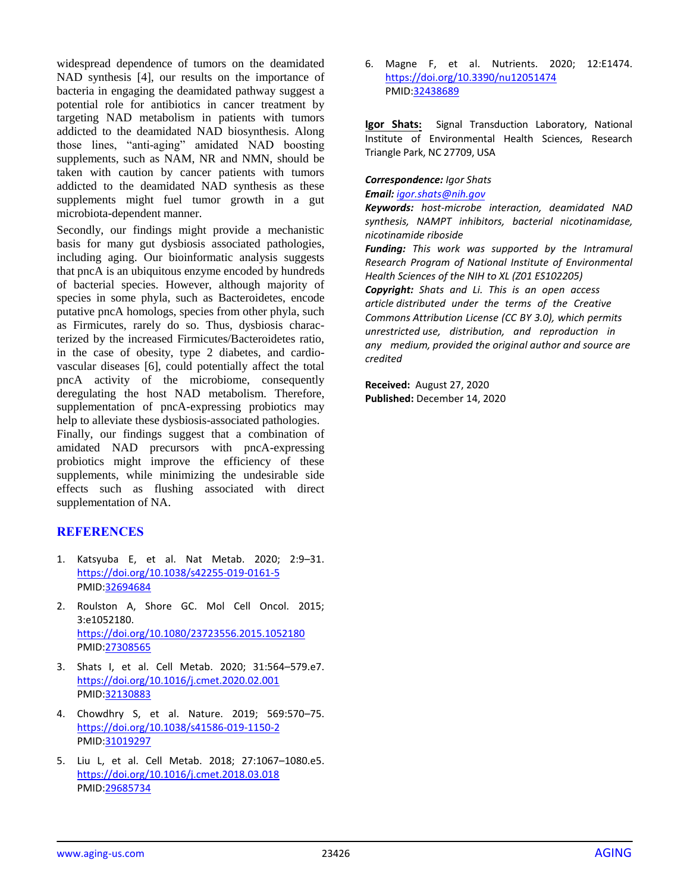widespread dependence of tumors on the deamidated NAD synthesis [4], our results on the importance of bacteria in engaging the deamidated pathway suggest a potential role for antibiotics in cancer treatment by targeting NAD metabolism in patients with tumors addicted to the deamidated NAD biosynthesis. Along those lines, "anti-aging" amidated NAD boosting supplements, such as NAM, NR and NMN, should be taken with caution by cancer patients with tumors addicted to the deamidated NAD synthesis as these supplements might fuel tumor growth in a gut microbiota-dependent manner.

Secondly, our findings might provide a mechanistic basis for many gut dysbiosis associated pathologies, including aging. Our bioinformatic analysis suggests that pncA is an ubiquitous enzyme encoded by hundreds of bacterial species. However, although majority of species in some phyla, such as Bacteroidetes, encode putative pncA homologs, species from other phyla, such as Firmicutes, rarely do so. Thus, dysbiosis characterized by the increased Firmicutes/Bacteroidetes ratio, in the case of obesity, type 2 diabetes, and cardiovascular diseases [6], could potentially affect the total pncA activity of the microbiome, consequently deregulating the host NAD metabolism. Therefore, supplementation of pncA-expressing probiotics may help to alleviate these dysbiosis-associated pathologies.

Finally, our findings suggest that a combination of amidated NAD precursors with pncA-expressing probiotics might improve the efficiency of these supplements, while minimizing the undesirable side effects such as flushing associated with direct supplementation of NA.

## REFERENCES

1. Katsyuba E, et al. Nat Metab. 2020; 2:9–31. https://doi.org/10.1038/s42255-019-0161-5 PMID:32694684

2. Roulston A, Shore GC. Mol Cell Oncol. 2015; 3:e1052180. https://doi.org/10.1080/23723556.2015.1052180 PMID:27308565

3. Shats I, et al. Cell Metab. 2020; 31:564–579.e7. https://doi.org/10.1016/j.cmet.2020.02.001 PMID:32130883

4. Chowdhry S, et al. Nature. 2019; 569:570–75. https://doi.org/10.1038/s41586-019-1150-2 PMID:31019297

5. Liu L, et al. Cell Metab. 2018; 27:1067–1080.e5. https://doi.org/10.1016/j.cmet.2018.03.018 PMID:29685734

6. Magne F, et al. Nutrients. 2020; 12:E1474. https://doi.org/10.3390/nu12051474 PMID:32438689

**Igor Shats:** Signal Transduction Laboratory, National Institute of Environmental Health Sciences, Research Triangle Park, NC 27709, USA

***Correspondence:*** *Igor Shats*
***Email:*** *igor.shats@nih.gov*
***Keywords:*** *host-microbe interaction, deamidated NAD synthesis, NAMPT inhibitors, bacterial nicotinamidase, nicotinamide riboside*
***Funding:*** *This work was supported by the Intramural Research Program of National Institute of Environmental Health Sciences of the NIH to XL (Z01 ES102205)*
***Copyright:*** *Shats and Li. This is an open access article distributed under the terms of the Creative Commons Attribution License (CC BY 3.0), which permits unrestricted use, distribution, and reproduction in any medium, provided the original author and source are credited*

**Received:** August 27, 2020
**Published:** December 14, 2020